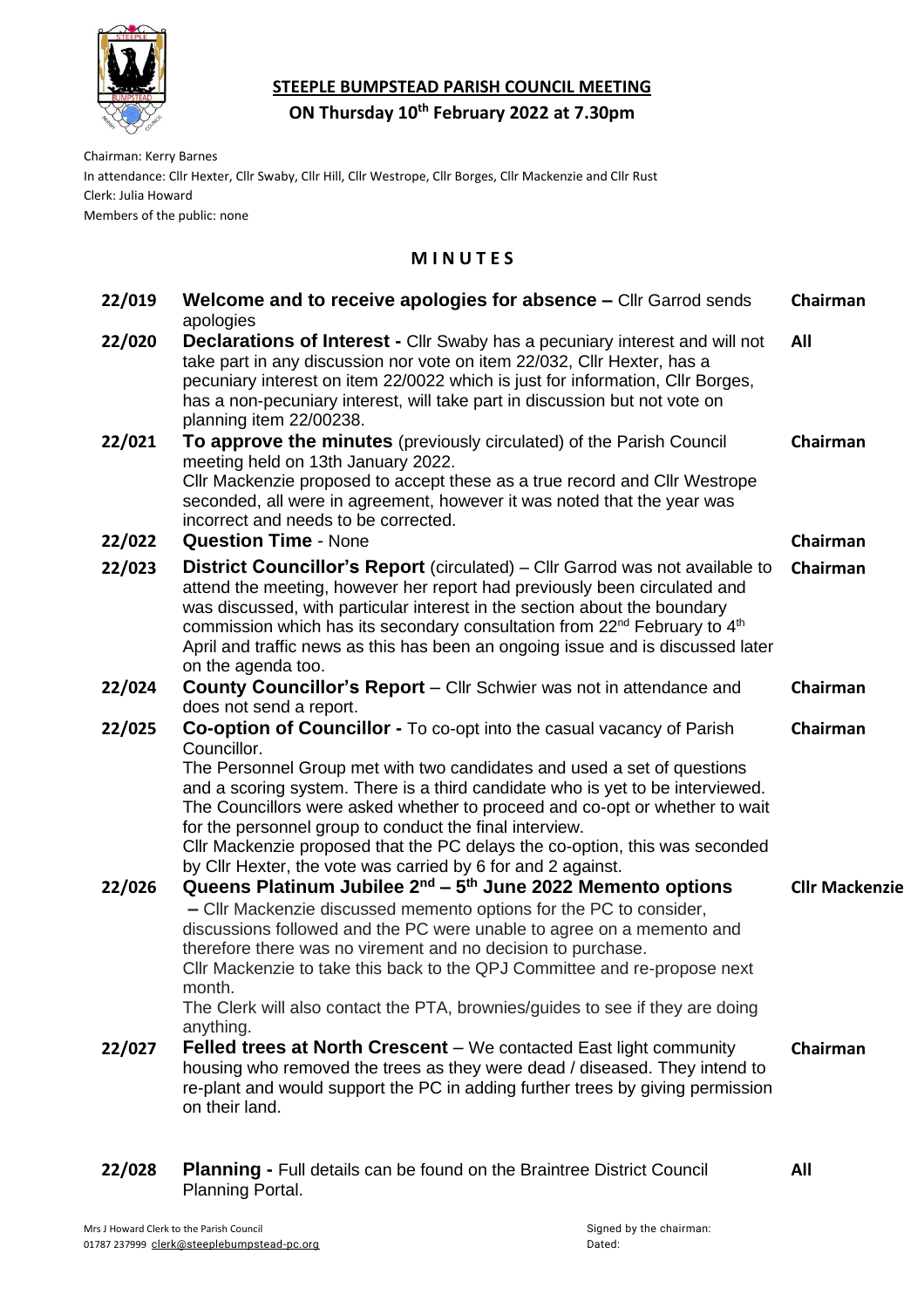# STEEPLE BUMPSTEAD PARISH COUNCIL MEETING

## ON Thursday 10th February 2022 at 7.30pm

Chairman: Kerry Barnes
In attendance: Cllr Hexter, Cllr Swaby, Cllr Hill, Cllr Westrope, Cllr Borges, Cllr Mackenzie and Cllr Rust
Clerk: Julia Howard
Members of the public: none

## M I N U T E S

| | | |
|---|---|---|
| 22/019 | **Welcome and to receive apologies for absence –** Cllr Garrod sends apologies | **Chairman** |
| 22/020 | **Declarations of Interest -** Cllr Swaby has a pecuniary interest and will not take part in any discussion nor vote on item 22/032, Cllr Hexter, has a pecuniary interest on item 22/0022 which is just for information, Cllr Borges, has a non-pecuniary interest, will take part in discussion but not vote on planning item 22/00238. | **All** |
| 22/021 | **To approve the minutes** (previously circulated) of the Parish Council meeting held on 13th January 2022. Cllr Mackenzie proposed to accept these as a true record and Cllr Westrope seconded, all were in agreement, however it was noted that the year was incorrect and needs to be corrected. | **Chairman** |
| 22/022 | **Question Time** - None | **Chairman** |
| 22/023 | **District Councillor's Report** (circulated) – Cllr Garrod was not available to attend the meeting, however her report had previously been circulated and was discussed, with particular interest in the section about the boundary commission which has its secondary consultation from 22nd February to 4th April and traffic news as this has been an ongoing issue and is discussed later on the agenda too. | **Chairman** |
| 22/024 | **County Councillor's Report** – Cllr Schwier was not in attendance and does not send a report. | **Chairman** |
| 22/025 | **Co-option of Councillor -** To co-opt into the casual vacancy of Parish Councillor. The Personnel Group met with two candidates and used a set of questions and a scoring system. There is a third candidate who is yet to be interviewed. The Councillors were asked whether to proceed and co-opt or whether to wait for the personnel group to conduct the final interview. Cllr Mackenzie proposed that the PC delays the co-option, this was seconded by Cllr Hexter, the vote was carried by 6 for and 2 against. | **Chairman** |
| 22/026 | **Queens Platinum Jubilee 2nd – 5th June 2022 Memento options –** Cllr Mackenzie discussed memento options for the PC to consider, discussions followed and the PC were unable to agree on a memento and therefore there was no virement and no decision to purchase. Cllr Mackenzie to take this back to the QPJ Committee and re-propose next month. The Clerk will also contact the PTA, brownies/guides to see if they are doing anything. | **Cllr Mackenzie** |
| 22/027 | **Felled trees at North Crescent** – We contacted East light community housing who removed the trees as they were dead / diseased. They intend to re-plant and would support the PC in adding further trees by giving permission on their land. | **Chairman** |
| 22/028 | **Planning -** Full details can be found on the Braintree District Council Planning Portal. | **All** |

Mrs J Howard Clerk to the Parish Council
01787 237999 clerk@steeplebumpstead-pc.org

Signed by the chairman:
Dated: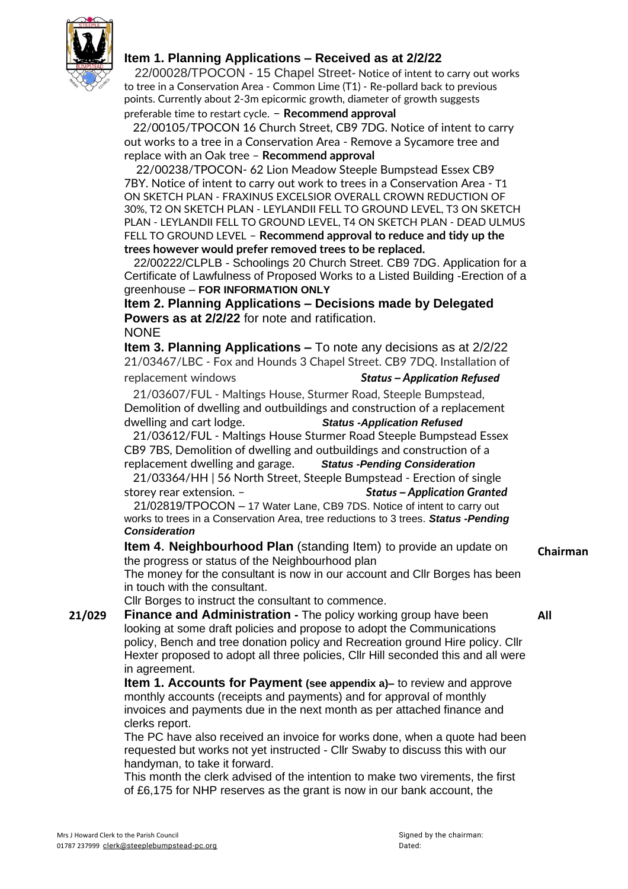**Item 1. Planning Applications – Received as at 2/2/22**

22/00028/TPOCON - 15 Chapel Street- Notice of intent to carry out works to tree in a Conservation Area - Common Lime (T1) - Re-pollard back to previous points. Currently about 2-3m epicormic growth, diameter of growth suggests preferable time to restart cycle. – **Recommend approval**

22/00105/TPOCON 16 Church Street, CB9 7DG. Notice of intent to carry out works to a tree in a Conservation Area - Remove a Sycamore tree and replace with an Oak tree – **Recommend approval**

22/00238/TPOCON- 62 Lion Meadow Steeple Bumpstead Essex CB9 7BY. Notice of intent to carry out work to trees in a Conservation Area - T1 ON SKETCH PLAN - FRAXINUS EXCELSIOR OVERALL CROWN REDUCTION OF 30%, T2 ON SKETCH PLAN - LEYLANDII FELL TO GROUND LEVEL, T3 ON SKETCH PLAN - LEYLANDII FELL TO GROUND LEVEL, T4 ON SKETCH PLAN - DEAD ULMUS FELL TO GROUND LEVEL – **Recommend approval to reduce and tidy up the trees however would prefer removed trees to be replaced.**

22/00222/CLPLB - Schoolings 20 Church Street. CB9 7DG. Application for a Certificate of Lawfulness of Proposed Works to a Listed Building -Erection of a greenhouse – **FOR INFORMATION ONLY**

**Item 2. Planning Applications – Decisions made by Delegated Powers as at 2/2/22** for note and ratification.

NONE

**Item 3. Planning Applications –** To note any decisions as at 2/2/22

21/03467/LBC - Fox and Hounds 3 Chapel Street. CB9 7DQ. Installation of replacement windows ***Status – Application Refused***

21/03607/FUL - Maltings House, Sturmer Road, Steeple Bumpstead, Demolition of dwelling and outbuildings and construction of a replacement dwelling and cart lodge. ***Status -Application Refused***

21/03612/FUL - Maltings House Sturmer Road Steeple Bumpstead Essex CB9 7BS, Demolition of dwelling and outbuildings and construction of a replacement dwelling and garage. ***Status -Pending Consideration***

21/03364/HH | 56 North Street, Steeple Bumpstead - Erection of single storey rear extension. – ***Status – Application Granted***

21/02819/TPOCON – 17 Water Lane, CB9 7DS. Notice of intent to carry out works to trees in a Conservation Area, tree reductions to 3 trees. ***Status -Pending Consideration***

**Item 4. Neighbourhood Plan** (standing Item) to provide an update on the progress or status of the Neighbourhood plan — **Chairman**

The money for the consultant is now in our account and Cllr Borges has been in touch with the consultant.

Cllr Borges to instruct the consultant to commence.

**21/029** **Finance and Administration -** The policy working group have been looking at some draft policies and propose to adopt the Communications policy, Bench and tree donation policy and Recreation ground Hire policy. Cllr Hexter proposed to adopt all three policies, Cllr Hill seconded this and all were in agreement. — **All**

**Item 1. Accounts for Payment (see appendix a)–** to review and approve monthly accounts (receipts and payments) and for approval of monthly invoices and payments due in the next month as per attached finance and clerks report.

The PC have also received an invoice for works done, when a quote had been requested but works not yet instructed - Cllr Swaby to discuss this with our handyman, to take it forward.

This month the clerk advised of the intention to make two virements, the first of £6,175 for NHP reserves as the grant is now in our bank account, the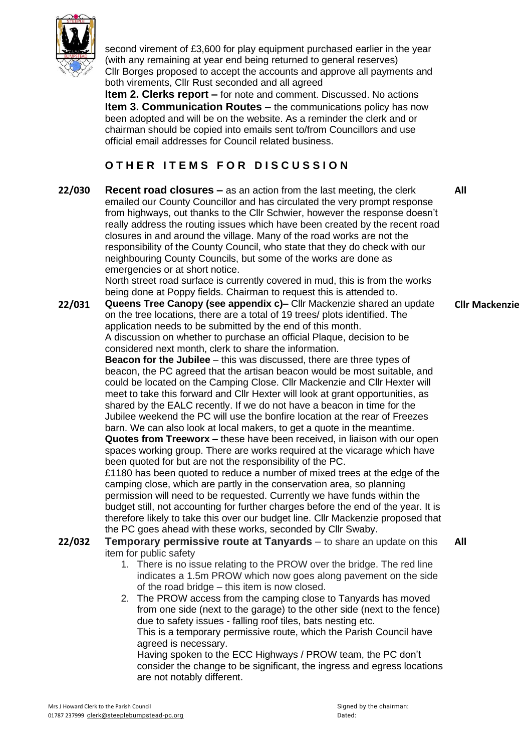second virement of £3,600 for play equipment purchased earlier in the year (with any remaining at year end being returned to general reserves)
Cllr Borges proposed to accept the accounts and approve all payments and both virements, Cllr Rust seconded and all agreed

**Item 2. Clerks report –** for note and comment. Discussed. No actions

**Item 3. Communication Routes** – the communications policy has now been adopted and will be on the website. As a reminder the clerk and or chairman should be copied into emails sent to/from Councillors and use official email addresses for Council related business.

## OTHER ITEMS FOR DISCUSSION

**22/030** **Recent road closures –** as an action from the last meeting, the clerk emailed our County Councillor and has circulated the very prompt response from highways, out thanks to the Cllr Schwier, however the response doesn't really address the routing issues which have been created by the recent road closures in and around the village. Many of the road works are not the responsibility of the County Council, who state that they do check with our neighbouring County Councils, but some of the works are done as emergencies or at short notice. — **All**

North street road surface is currently covered in mud, this is from the works being done at Poppy fields. Chairman to request this is attended to.

**22/031** **Queens Tree Canopy (see appendix c)–** Cllr Mackenzie shared an update on the tree locations, there are a total of 19 trees/ plots identified. The application needs to be submitted by the end of this month. — **Cllr Mackenzie**

A discussion on whether to purchase an official Plaque, decision to be considered next month, clerk to share the information.

**Beacon for the Jubilee** – this was discussed, there are three types of beacon, the PC agreed that the artisan beacon would be most suitable, and could be located on the Camping Close. Cllr Mackenzie and Cllr Hexter will meet to take this forward and Cllr Hexter will look at grant opportunities, as shared by the EALC recently. If we do not have a beacon in time for the Jubilee weekend the PC will use the bonfire location at the rear of Freezes barn. We can also look at local makers, to get a quote in the meantime.

**Quotes from Treeworx –** these have been received, in liaison with our open spaces working group. There are works required at the vicarage which have been quoted for but are not the responsibility of the PC.

£1180 has been quoted to reduce a number of mixed trees at the edge of the camping close, which are partly in the conservation area, so planning permission will need to be requested. Currently we have funds within the budget still, not accounting for further charges before the end of the year. It is therefore likely to take this over our budget line. Cllr Mackenzie proposed that the PC goes ahead with these works, seconded by Cllr Swaby.

**22/032** **Temporary permissive route at Tanyards** – to share an update on this item for public safety — **All**

1. There is no issue relating to the PROW over the bridge. The red line indicates a 1.5m PROW which now goes along pavement on the side of the road bridge – this item is now closed.
2. The PROW access from the camping close to Tanyards has moved from one side (next to the garage) to the other side (next to the fence) due to safety issues - falling roof tiles, bats nesting etc.
   This is a temporary permissive route, which the Parish Council have agreed is necessary.
   Having spoken to the ECC Highways / PROW team, the PC don't consider the change to be significant, the ingress and egress locations are not notably different.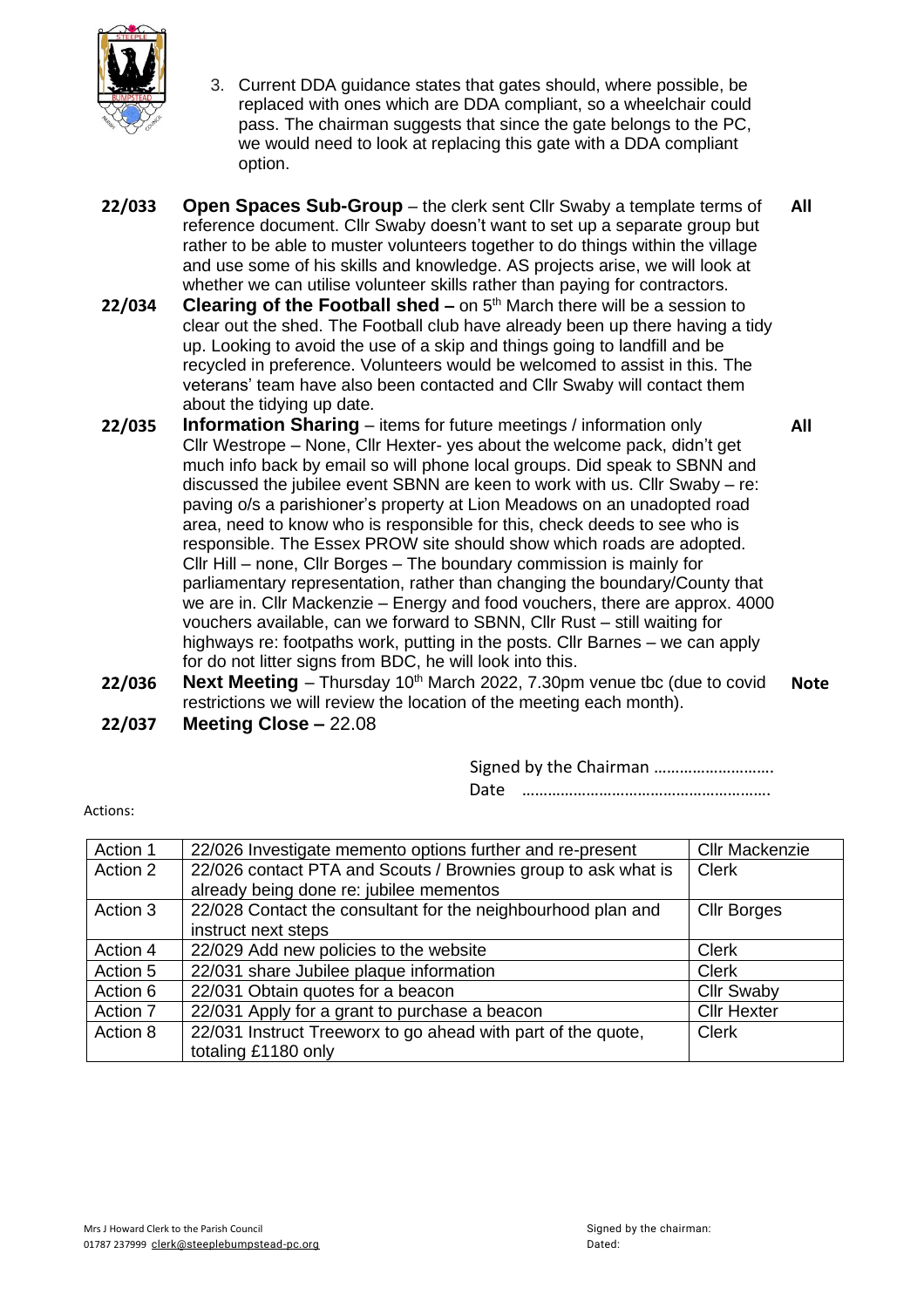3. Current DDA guidance states that gates should, where possible, be replaced with ones which are DDA compliant, so a wheelchair could pass. The chairman suggests that since the gate belongs to the PC, we would need to look at replacing this gate with a DDA compliant option.

**22/033** **Open Spaces Sub-Group** – the clerk sent Cllr Swaby a template terms of reference document. Cllr Swaby doesn't want to set up a separate group but rather to be able to muster volunteers together to do things within the village and use some of his skills and knowledge. AS projects arise, we will look at whether we can utilise volunteer skills rather than paying for contractors. **All**

**22/034** **Clearing of the Football shed –** on 5th March there will be a session to clear out the shed. The Football club have already been up there having a tidy up. Looking to avoid the use of a skip and things going to landfill and be recycled in preference. Volunteers would be welcomed to assist in this. The veterans' team have also been contacted and Cllr Swaby will contact them about the tidying up date.

**22/035** **Information Sharing** – items for future meetings / information only Cllr Westrope – None, Cllr Hexter- yes about the welcome pack, didn't get much info back by email so will phone local groups. Did speak to SBNN and discussed the jubilee event SBNN are keen to work with us. Cllr Swaby – re: paving o/s a parishioner's property at Lion Meadows on an unadopted road area, need to know who is responsible for this, check deeds to see who is responsible. The Essex PROW site should show which roads are adopted. Cllr Hill – none, Cllr Borges – The boundary commission is mainly for parliamentary representation, rather than changing the boundary/County that we are in. Cllr Mackenzie – Energy and food vouchers, there are approx. 4000 vouchers available, can we forward to SBNN, Cllr Rust – still waiting for highways re: footpaths work, putting in the posts. Cllr Barnes – we can apply for do not litter signs from BDC, he will look into this. **All**

**22/036** **Next Meeting** – Thursday 10th March 2022, 7.30pm venue tbc (due to covid restrictions we will review the location of the meeting each month). **Note**

**22/037** **Meeting Close –** 22.08

Signed by the Chairman ……………………….

Date ………………………………………………….

Actions:

| Action 1 | 22/026 Investigate memento options further and re-present | Cllr Mackenzie |
|---|---|---|
| Action 2 | 22/026 contact PTA and Scouts / Brownies group to ask what is already being done re: jubilee mementos | Clerk |
| Action 3 | 22/028 Contact the consultant for the neighbourhood plan and instruct next steps | Cllr Borges |
| Action 4 | 22/029 Add new policies to the website | Clerk |
| Action 5 | 22/031 share Jubilee plaque information | Clerk |
| Action 6 | 22/031 Obtain quotes for a beacon | Cllr Swaby |
| Action 7 | 22/031 Apply for a grant to purchase a beacon | Cllr Hexter |
| Action 8 | 22/031 Instruct Treeworx to go ahead with part of the quote, totaling £1180 only | Clerk |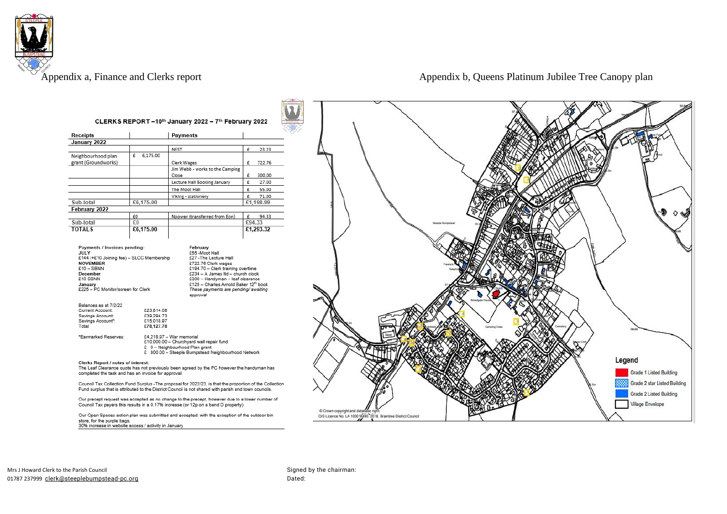# Appendix a, Finance and Clerks report

## CLERKS REPORT – 10th January 2022 – 7th February 2022

| Receipts | | Payments | |
|---|---|---|---|
| **January 2022** | | | |
| | | NEST | £ 23.23 |
| Neighbourhood plan grant (Groundworks) | £ 6,175.00 | Clerk Wages | £ 722.76 |
| | | Jim Webb - works to the Camping Close | £ 300.00 |
| | | Lecture Hall Booking January | £ 27.00 |
| | | The Moot Hall | £ 55.00 |
| | | Viking - stationery | £ 71.00 |
| Sub-total | £6,175.00 | | £1,198.99 |
| **February 2022** | | | |
| | £0 | Npower (transferred from Eon) | £ 94.33 |
| Sub-total | £0 | | £94.33 |
| **TOTALS** | £6,175.00 | | £1,293.32 |

**Payments / Invoices pending:**

**JULY**
£144 (+£10 Joining fee) – SLCC Membership
**NOVEMBER**
£10 – SBNN
**December**
£10 SBNN
**January**
£225 – PC Monitor/screen for Clerk

**February**
£55 -Moot Hall
£27 -The Lecture Hall
£722.76 Clerk wages
£194.70 – Clerk training overtime
£234 – A James ltd – church clock
£300 – Handyman – leaf clearance
£125 – Charles Arnold Baker 12th book
*These payments are pending/ awaiting approval*

Balances as at 7/2/22

| | |
|---|---|
| Current Account: | £23,814.08 |
| Savings Account: | £39,294.73 |
| Savings Account*: | £15,018.97 |
| Total | £78,127.78 |

\*Earmarked Reserves:
£4,218.97 – War memorial
£10,000.00 – Churchyard wall repair fund
£ 0 – Neighbourhood Plan grant
£ 800.00 – Steeple Bumpstead Neighbourhood Network

**Clerks Report / notes of interest:**

The Leaf Clearance quote has not previously been agreed by the PC however the handyman has completed the task and has an invoice for approval.

Council Tax Collection Fund Surplus -The proposal for 2022/23, is that the proportion of the Collection Fund surplus that is attributed to the District Council is not shared with parish and town councils.

Our precept request was accepted as no change to the precept, however due to a lower number of Council Tax payers this results in a 0.17% increase (or 12p on a band D property)

Our Open Spaces action plan was submitted and accepted, with the exception of the outdoor bin store, for the purple bags.
30% increase in website access / activity in January

# Appendix b, Queens Platinum Jubilee Tree Canopy plan

Legend
Grade 1 Listed Building
Grade 2 star Listed Building
Grade 2 Listed Building
Village Envelope

© Crown copyright and database right.
O/S Licence No. LA 100018490. 2018. Braintree District Council

Mrs J Howard Clerk to the Parish Council
01787 237999 clerk@steeplebumpstead-pc.org

Signed by the chairman:
Dated: